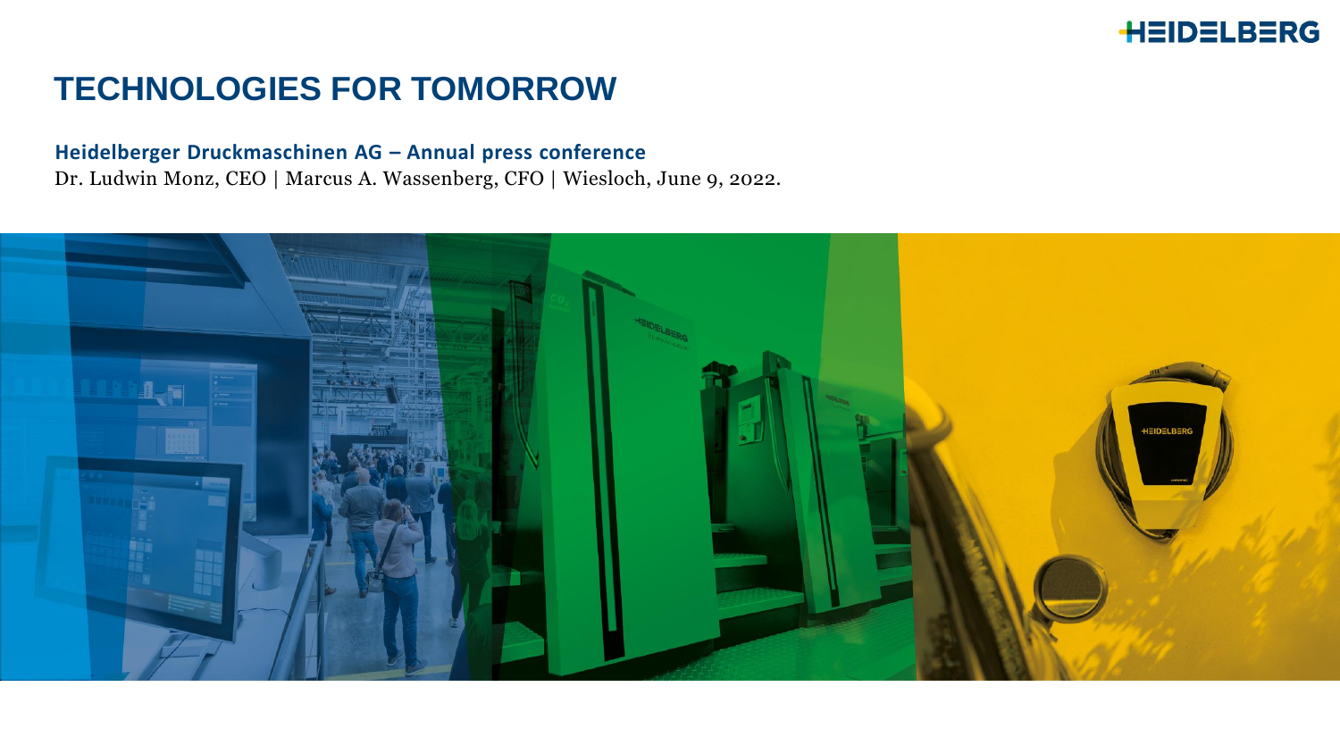# TECHNOLOGIES FOR TOMORROW

**Heidelberger Druckmaschinen AG – Annual press conference**

Dr. Ludwin Monz, CEO | Marcus A. Wassenberg, CFO | Wiesloch, June 9, 2022.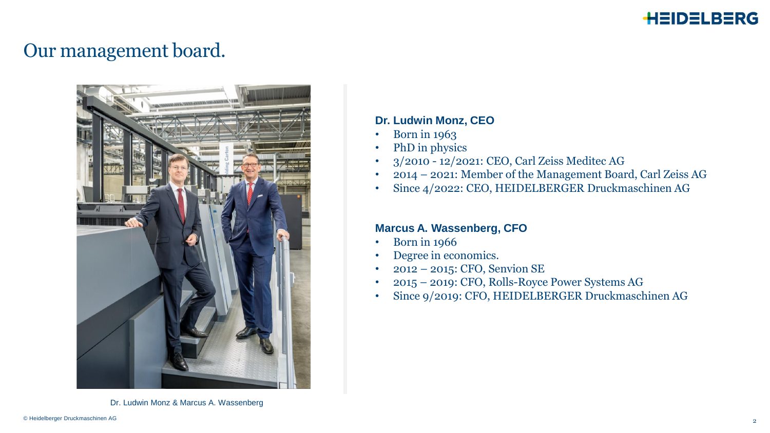# Our management board.

Dr. Ludwin Monz & Marcus A. Wassenberg

### Dr. Ludwin Monz, CEO

- Born in 1963
- PhD in physics
- 3/2010 - 12/2021: CEO, Carl Zeiss Meditec AG
- 2014 – 2021: Member of the Management Board, Carl Zeiss AG
- Since 4/2022: CEO, HEIDELBERGER Druckmaschinen AG

### Marcus A. Wassenberg, CFO

- Born in 1966
- Degree in economics.
- 2012 – 2015: CFO, Senvion SE
- 2015 – 2019: CFO, Rolls-Royce Power Systems AG
- Since 9/2019: CFO, HEIDELBERGER Druckmaschinen AG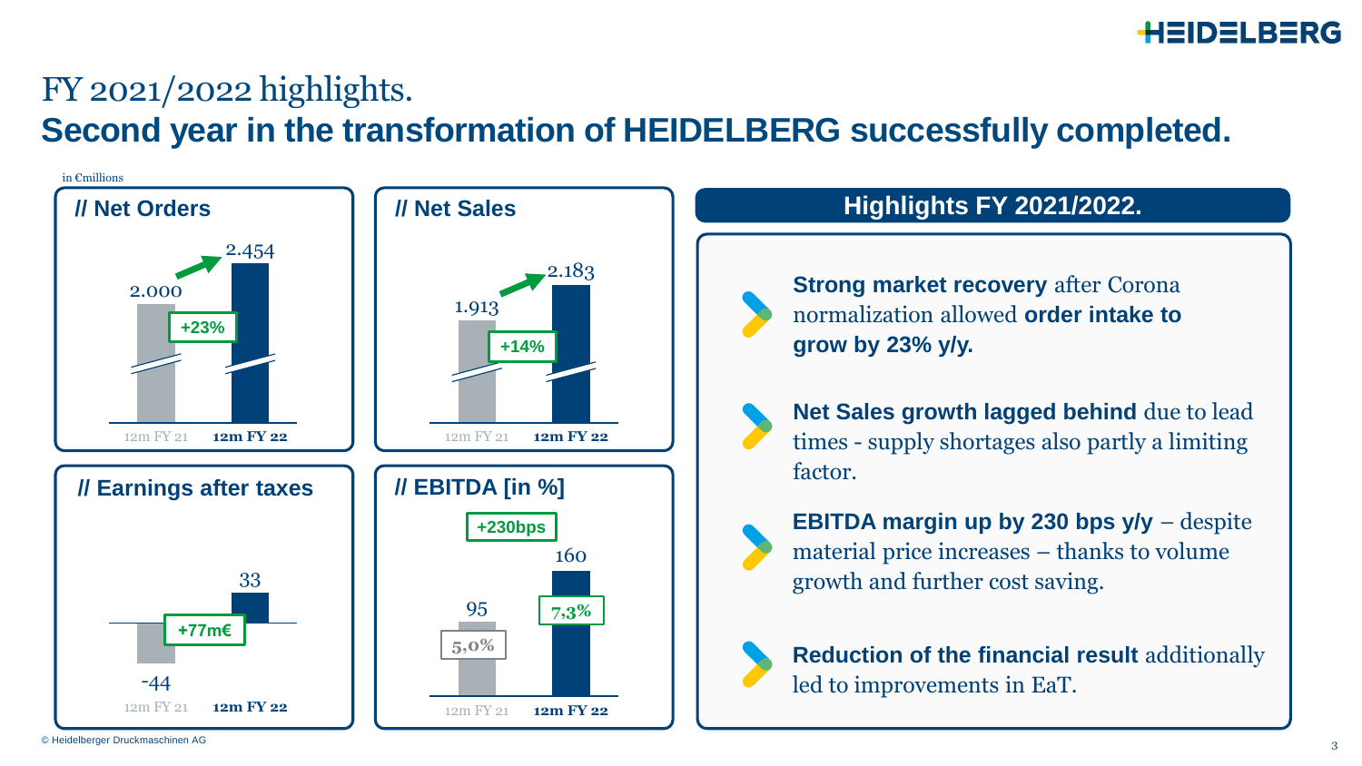# FY 2021/2022 highlights.

## Second year in the transformation of HEIDELBERG successfully completed.

in €millions

### // Net Orders

| | 12m FY 21 | 12m FY 22 |
|---|---|---|
| Net Orders | 2.000 | 2.454 |

+23%

### // Net Sales

| | 12m FY 21 | 12m FY 22 |
|---|---|---|
| Net Sales | 1.913 | 2.183 |

+14%

### // Earnings after taxes

| | 12m FY 21 | 12m FY 22 |
|---|---|---|
| Earnings after taxes | -44 | 33 |

+77m€

### // EBITDA [in %]

| | 12m FY 21 | 12m FY 22 |
|---|---|---|
| EBITDA | 95 | 160 |
| EBITDA margin | 5,0% | 7,3% |

+230bps

### Highlights FY 2021/2022.

- **Strong market recovery** after Corona normalization allowed **order intake to grow by 23% y/y.**
- **Net Sales growth lagged behind** due to lead times - supply shortages also partly a limiting factor.
- **EBITDA margin up by 230 bps y/y** – despite material price increases – thanks to volume growth and further cost saving.
- **Reduction of the financial result** additionally led to improvements in EaT.

© Heidelberger Druckmaschinen AG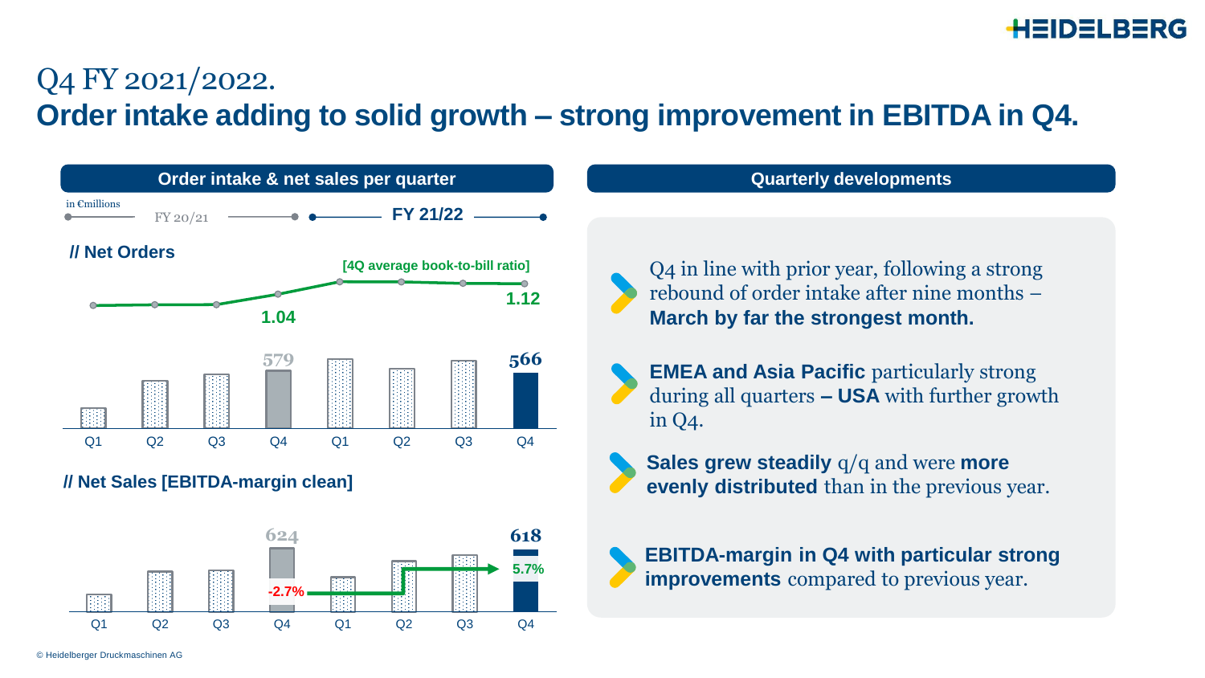# Q4 FY 2021/2022.

## Order intake adding to solid growth – strong improvement in EBITDA in Q4.

### Order intake & net sales per quarter

in €millions

FY 20/21 — FY 21/22

**// Net Orders**

[4Q average book-to-bill ratio]

1.04 → 1.12

| | Q1 | Q2 | Q3 | Q4 | Q1 | Q2 | Q3 | Q4 |
|---|---|---|---|---|---|---|---|---|
| Net Orders | | | | 579 | | | | 566 |

**// Net Sales [EBITDA-margin clean]**

| | Q1 | Q2 | Q3 | Q4 | Q1 | Q2 | Q3 | Q4 |
|---|---|---|---|---|---|---|---|---|
| Net Sales | | | | 624 | | | | 618 |
| EBITDA-margin clean | | | | -2.7% | | | | 5.7% |

### Quarterly developments

- Q4 in line with prior year, following a strong rebound of order intake after nine months – **March by far the strongest month.**
- **EMEA and Asia Pacific** particularly strong during all quarters **– USA** with further growth in Q4.
- **Sales grew steadily** q/q and were **more evenly distributed** than in the previous year.
- **EBITDA-margin in Q4 with particular strong improvements** compared to previous year.

© Heidelberger Druckmaschinen AG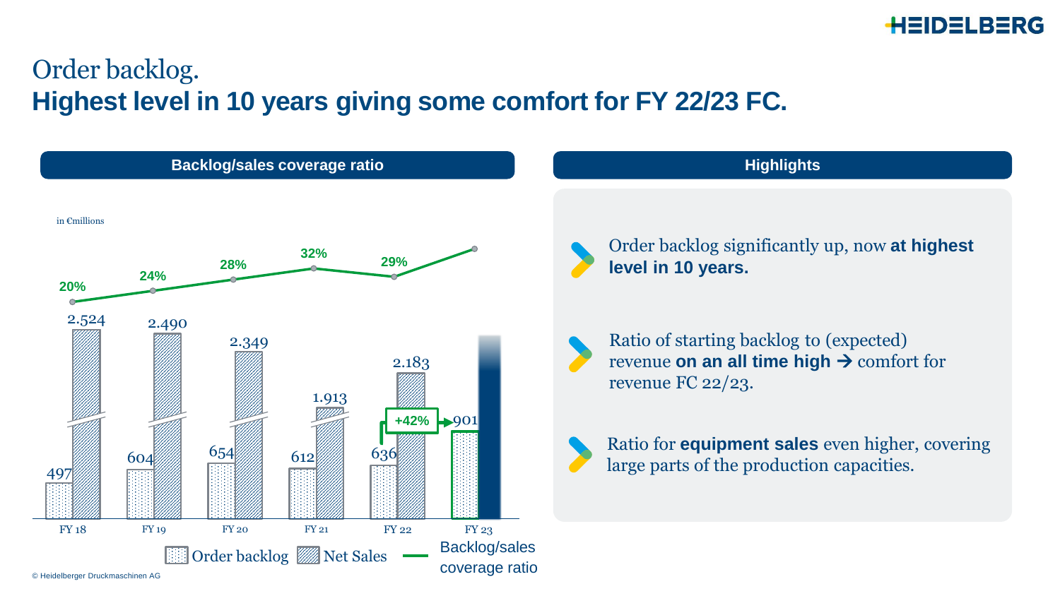# Order backlog.

## Highest level in 10 years giving some comfort for FY 22/23 FC.

### Backlog/sales coverage ratio

in €millions

| | FY 18 | FY 19 | FY 20 | FY 21 | FY 22 | FY 23 |
|---|---|---|---|---|---|---|
| Order backlog | 497 | 604 | 654 | 612 | 636 | 901 |
| Net Sales | 2.524 | 2.490 | 2.349 | 1.913 | 2.183 | |
| Backlog/sales coverage ratio | 20% | 24% | 28% | 32% | 29% | |

+42%

Order backlog | Net Sales | Backlog/sales coverage ratio

### Highlights

- Order backlog significantly up, now **at highest level in 10 years.**
- Ratio of starting backlog to (expected) revenue **on an all time high** → comfort for revenue FC 22/23.
- Ratio for **equipment sales** even higher, covering large parts of the production capacities.

© Heidelberger Druckmaschinen AG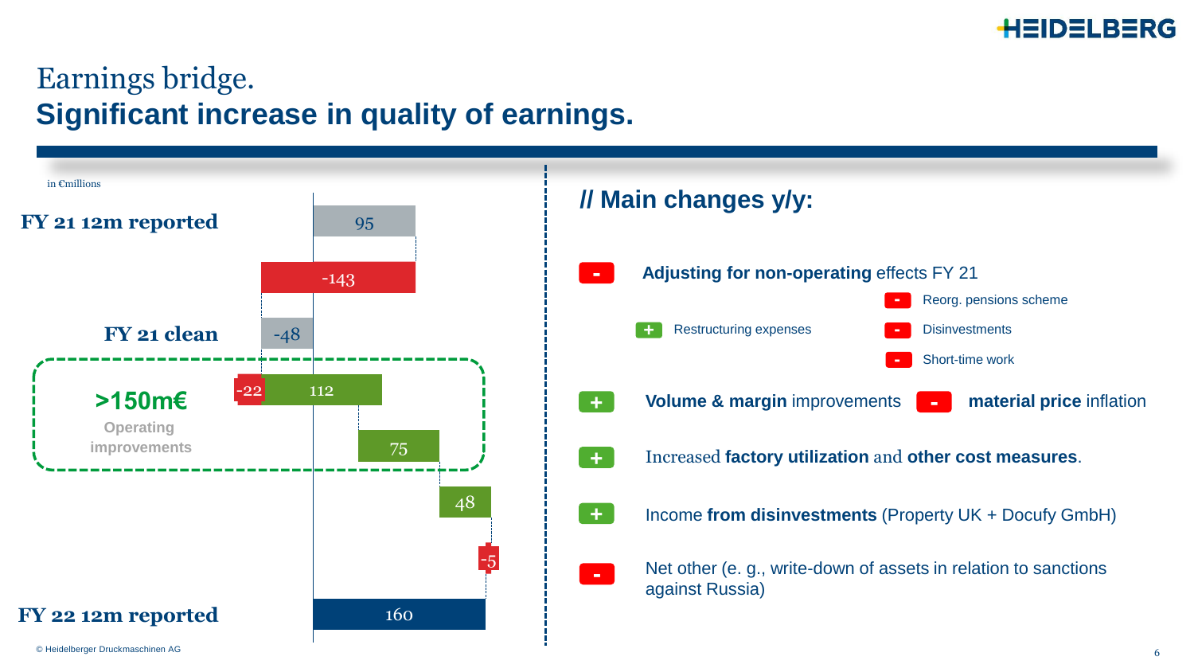# Earnings bridge.
## Significant increase in quality of earnings.

in €millions

| | |
|---|---|
| FY 21 12m reported | 95 |
| | -143 |
| FY 21 clean | -48 |
| >150m€ Operating improvements | -22 |
| | 112 |
| | 75 |
| | 48 |
| | -5 |
| FY 22 12m reported | 160 |

### // Main changes y/y:

- **-** **Adjusting for non-operating** effects FY 21
  - **+** Restructuring expenses
  - **-** Reorg. pensions scheme
  - **-** Disinvestments
  - **-** Short-time work
- **+** **Volume & margin** improvements **-** **material price** inflation
- **+** Increased **factory utilization** and **other cost measures**.
- **+** Income **from disinvestments** (Property UK + Docufy GmbH)
- **-** Net other (e. g., write-down of assets in relation to sanctions against Russia)

© Heidelberger Druckmaschinen AG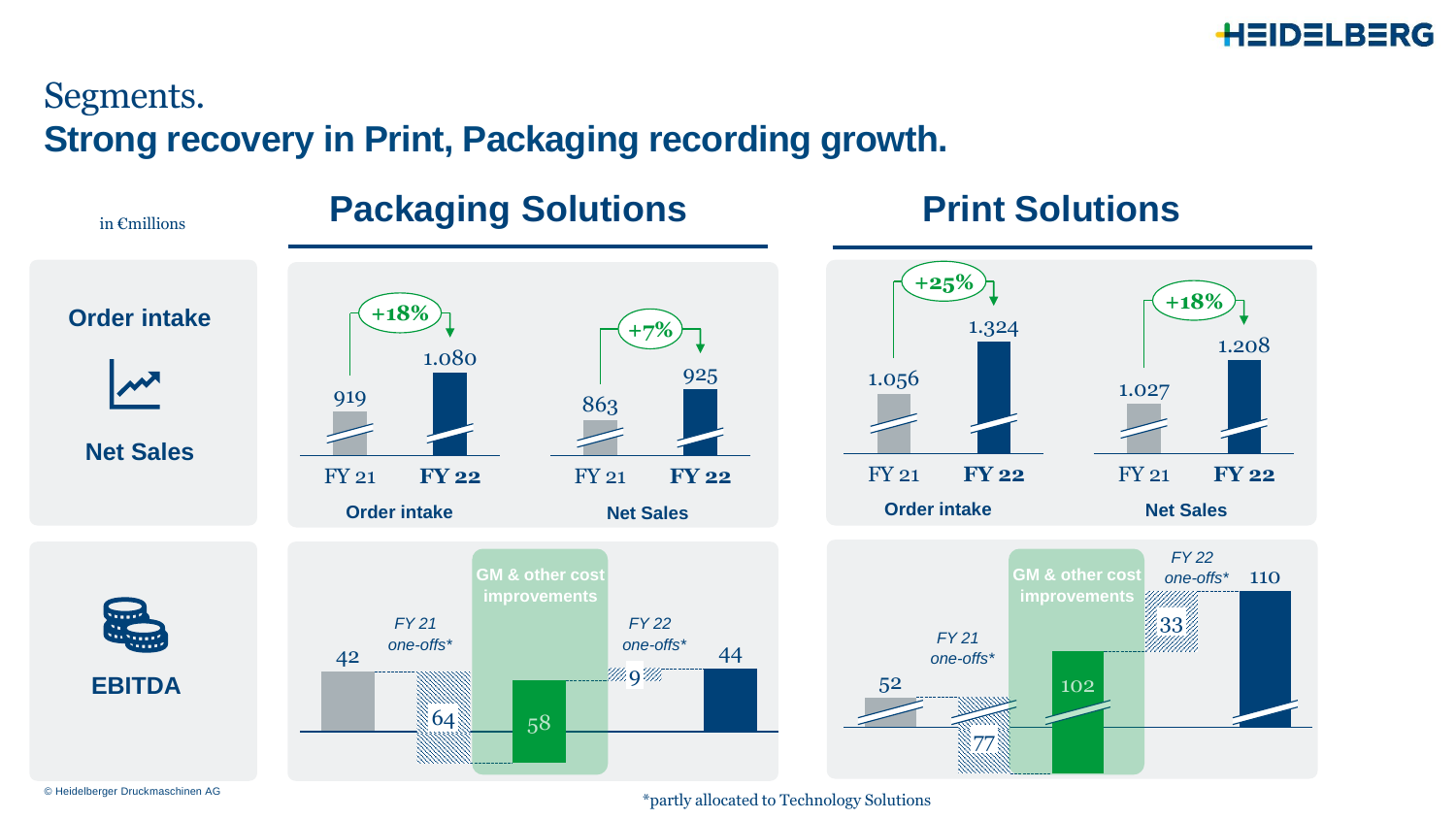# Segments.
## Strong recovery in Print, Packaging recording growth.

in €millions

### Packaging Solutions

**Order intake**

| | FY 21 | FY 22 | Change |
|---|---|---|---|
| Order intake | 919 | 1.080 | +18% |
| Net Sales | 863 | 925 | +7% |

**EBITDA**

| | Value |
|---|---|
| FY 21 | 42 |
| FY 21 one-offs* | 64 |
| GM & other cost improvements | 58 |
| FY 22 one-offs* | 9 |
| FY 22 | 44 |

### Print Solutions

| | FY 21 | FY 22 | Change |
|---|---|---|---|
| Order intake | 1.056 | 1.324 | +25% |
| Net Sales | 1.027 | 1.208 | +18% |

**EBITDA**

| | Value |
|---|---|
| FY 21 | 52 |
| FY 21 one-offs* | 77 |
| GM & other cost improvements | 102 |
| FY 22 one-offs* | 33 |
| FY 22 | 110 |

*partly allocated to Technology Solutions

© Heidelberger Druckmaschinen AG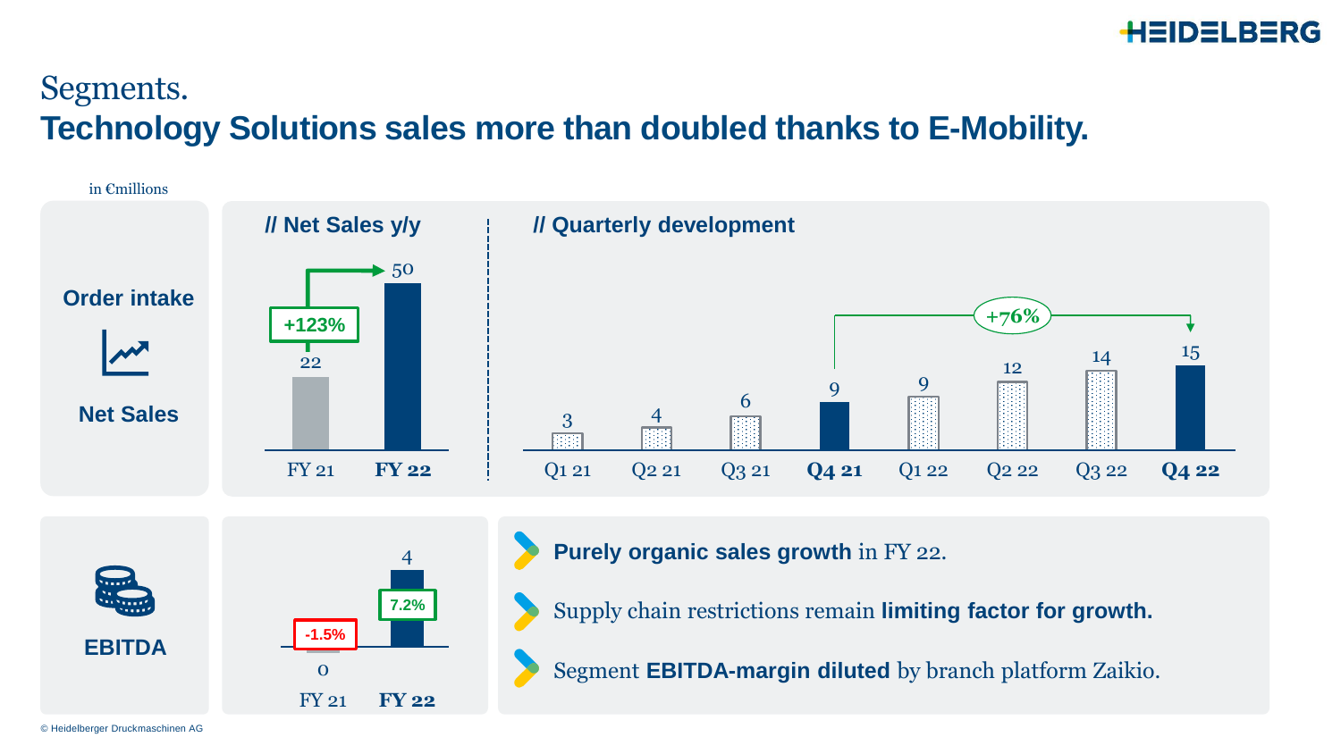# Segments.

## Technology Solutions sales more than doubled thanks to E-Mobility.

in €millions

### Order intake / Net Sales

**// Net Sales y/y**

| | FY 21 | FY 22 |
|---|---|---|
| Net Sales | 22 | 50 |

+123%

**// Quarterly development**

| Q1 21 | Q2 21 | Q3 21 | Q4 21 | Q1 22 | Q2 22 | Q3 22 | Q4 22 |
|---|---|---|---|---|---|---|---|
| 3 | 4 | 6 | 9 | 9 | 12 | 14 | 15 |

+76% (Q4 21 to Q4 22)

### EBITDA

| | FY 21 | FY 22 |
|---|---|---|
| EBITDA | 0 | 4 |
| Margin | -1.5% | 7.2% |

- **Purely organic sales growth** in FY 22.
- Supply chain restrictions remain **limiting factor for growth.**
- Segment **EBITDA-margin diluted** by branch platform Zaikio.

© Heidelberger Druckmaschinen AG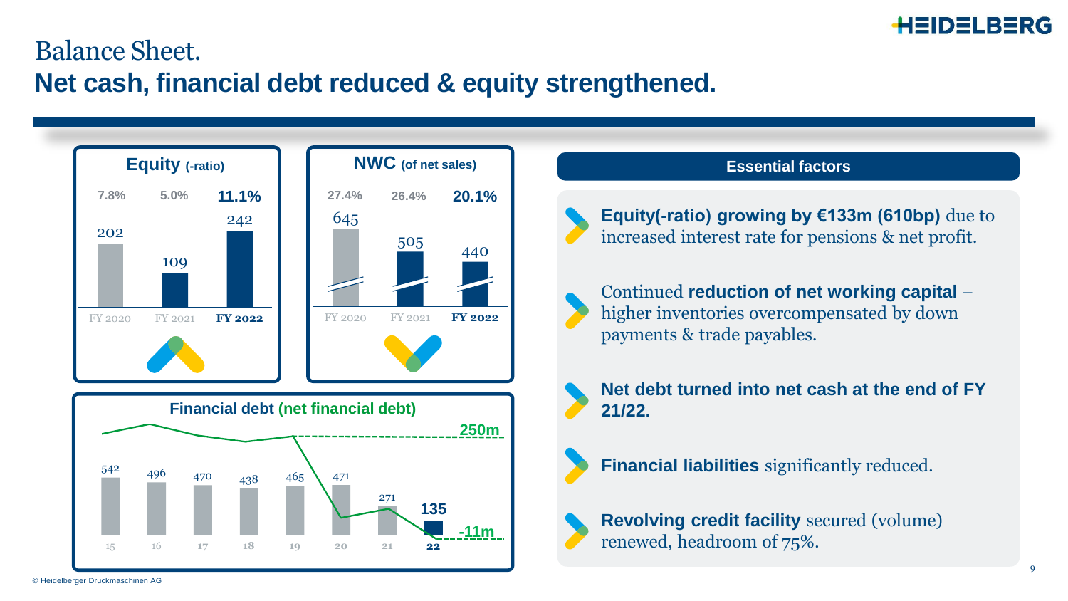# Balance Sheet.

## Net cash, financial debt reduced & equity strengthened.

### Equity (-ratio)

| | FY 2020 | FY 2021 | **FY 2022** |
|---|---|---|---|
| Equity-ratio | 7.8% | 5.0% | **11.1%** |
| Equity | 202 | 109 | 242 |

### NWC (of net sales)

| | FY 2020 | FY 2021 | **FY 2022** |
|---|---|---|---|
| % of net sales | 27.4% | 26.4% | **20.1%** |
| NWC | 645 | 505 | 440 |

### Financial debt (net financial debt)

| | 15 | 16 | 17 | 18 | 19 | 20 | 21 | **22** |
|---|---|---|---|---|---|---|---|---|
| Financial debt | 542 | 496 | 470 | 438 | 465 | 471 | 271 | **135** |

Net financial debt: 250m → -11m

### Essential factors

- **Equity(-ratio) growing by €133m (610bp)** due to increased interest rate for pensions & net profit.
- Continued **reduction of net working capital** – higher inventories overcompensated by down payments & trade payables.
- **Net debt turned into net cash at the end of FY 21/22.**
- **Financial liabilities** significantly reduced.
- **Revolving credit facility** secured (volume) renewed, headroom of 75%.

© Heidelberger Druckmaschinen AG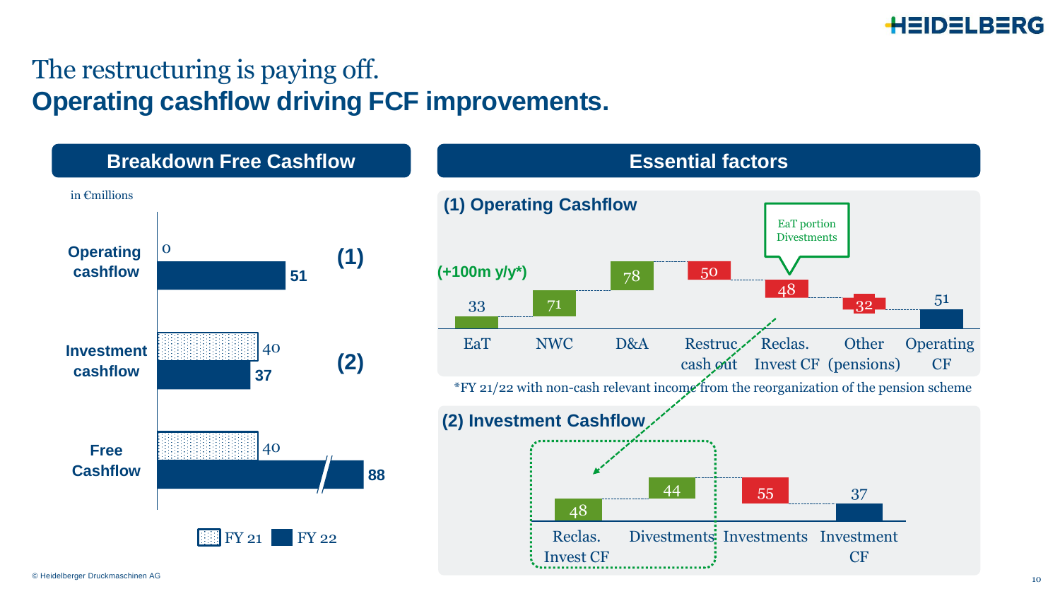# The restructuring is paying off.
## Operating cashflow driving FCF improvements.

### Breakdown Free Cashflow

in €millions

| | FY 21 | FY 22 | |
|---|---|---|---|
| Operating cashflow | 0 | 51 | (1) |
| Investment cashflow | 40 | 37 | (2) |
| Free Cashflow | 40 | 88 | |

### Essential factors

**(1) Operating Cashflow**

(+100m y/y*)

| EaT | NWC | D&A | Restruc cash out | Reclas. Invest CF | Other (pensions) | Operating CF |
|---|---|---|---|---|---|---|
| 33 | 71 | 78 | 50 | 48 | 32 | 51 |

EaT portion Divestments

*FY 21/22 with non-cash relevant income from the reorganization of the pension scheme

**(2) Investment Cashflow**

| Reclas. Invest CF | Divestments | Investments | Investment CF |
|---|---|---|---|
| 48 | 44 | 55 | 37 |

© Heidelberger Druckmaschinen AG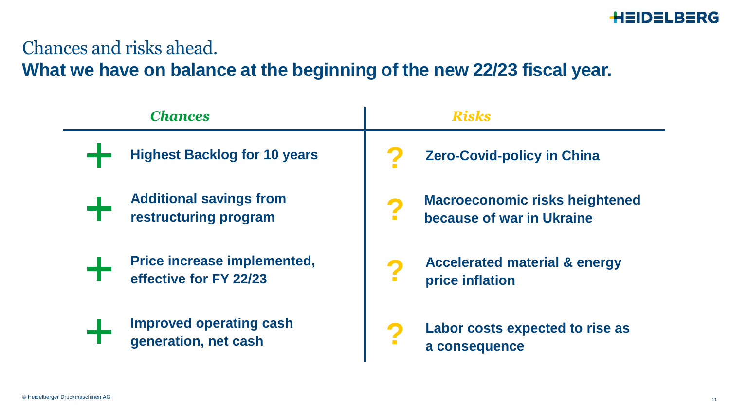# Chances and risks ahead.

## What we have on balance at the beginning of the new 22/23 fiscal year.

| *Chances* | *Risks* |
| --- | --- |
| + **Highest Backlog for 10 years** | ? **Zero-Covid-policy in China** |
| + **Additional savings from restructuring program** | ? **Macroeconomic risks heightened because of war in Ukraine** |
| + **Price increase implemented, effective for FY 22/23** | ? **Accelerated material & energy price inflation** |
| + **Improved operating cash generation, net cash** | ? **Labor costs expected to rise as a consequence** |

© Heidelberger Druckmaschinen AG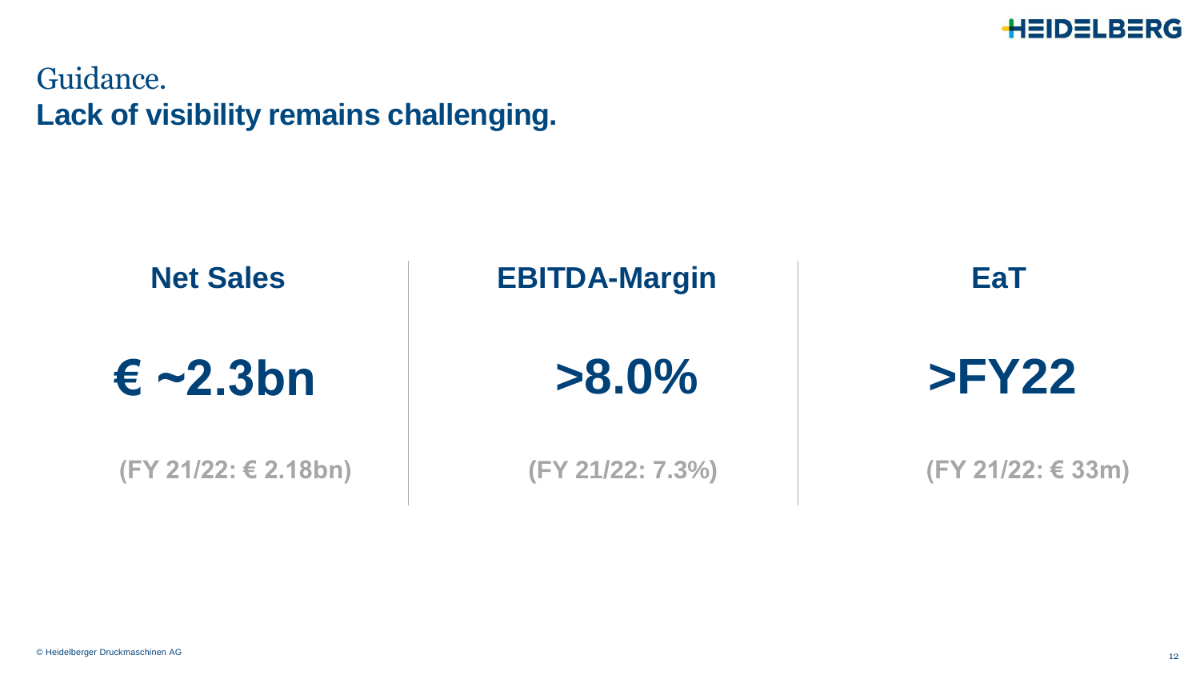# Guidance.

## Lack of visibility remains challenging.

| Net Sales | EBITDA-Margin | EaT |
|---|---|---|
| **€ ~2.3bn** | **>8.0%** | **>FY22** |
| (FY 21/22: € 2.18bn) | (FY 21/22: 7.3%) | (FY 21/22: € 33m) |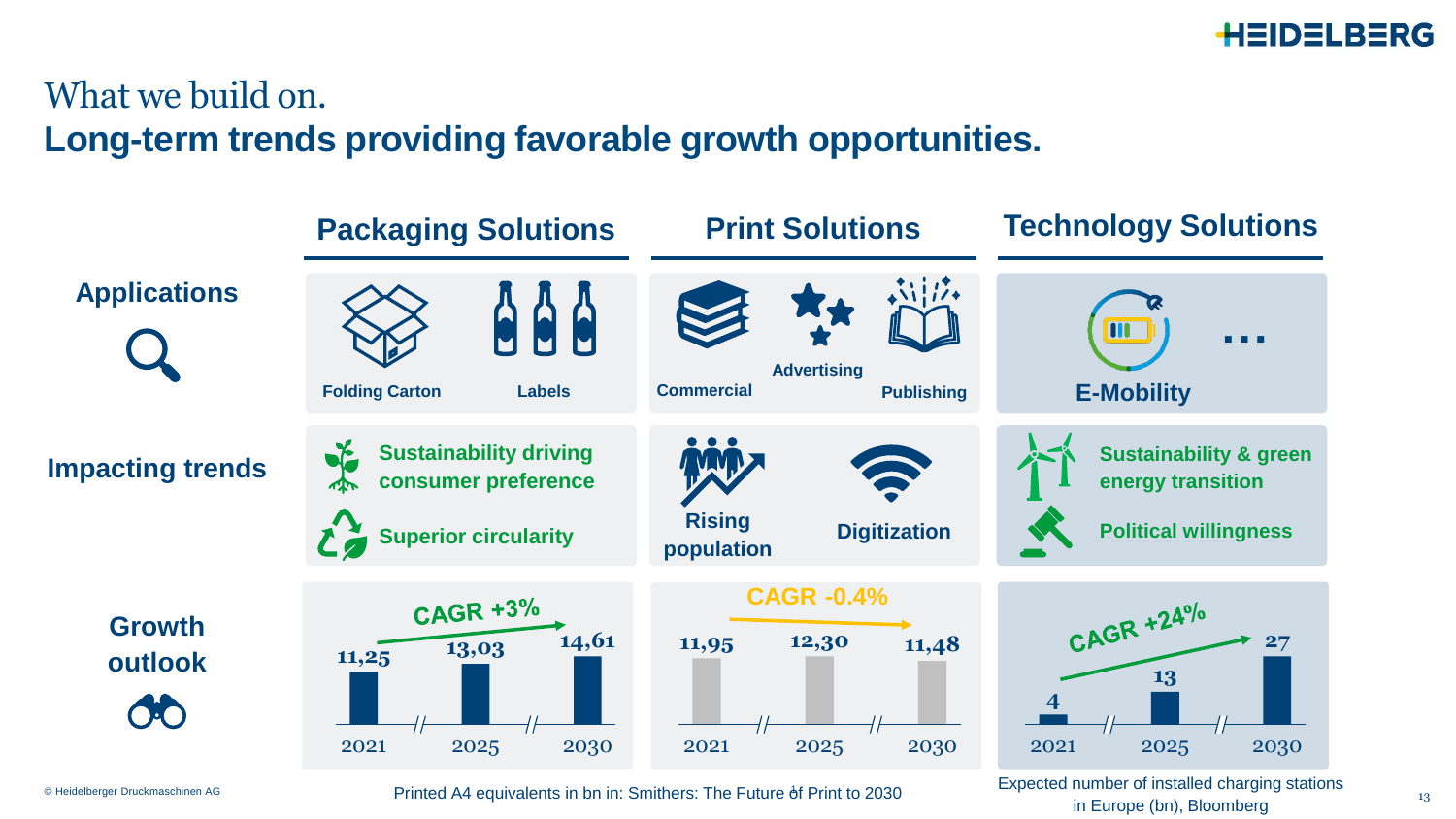# What we build on.
## Long-term trends providing favorable growth opportunities.

| | Packaging Solutions | Print Solutions | Technology Solutions |
|---|---|---|---|
| **Applications** | Folding Carton; Labels | Commercial; Advertising; Publishing | E-Mobility; ... |
| **Impacting trends** | Sustainability driving consumer preference; Superior circularity | Rising population; Digitization | Sustainability & green energy transition; Political willingness |
| **Growth outlook** | CAGR +3%: 2021: 11,25; 2025: 13,03; 2030: 14,61 | CAGR -0.4%: 2021: 11,95; 2025: 12,30; 2030: 11,48 | CAGR +24%: 2021: 4; 2025: 13; 2030: 27 |

Printed A4 equivalents in bn in: Smithers: The Future of Print to 2030

Expected number of installed charging stations in Europe (bn), Bloomberg

© Heidelberger Druckmaschinen AG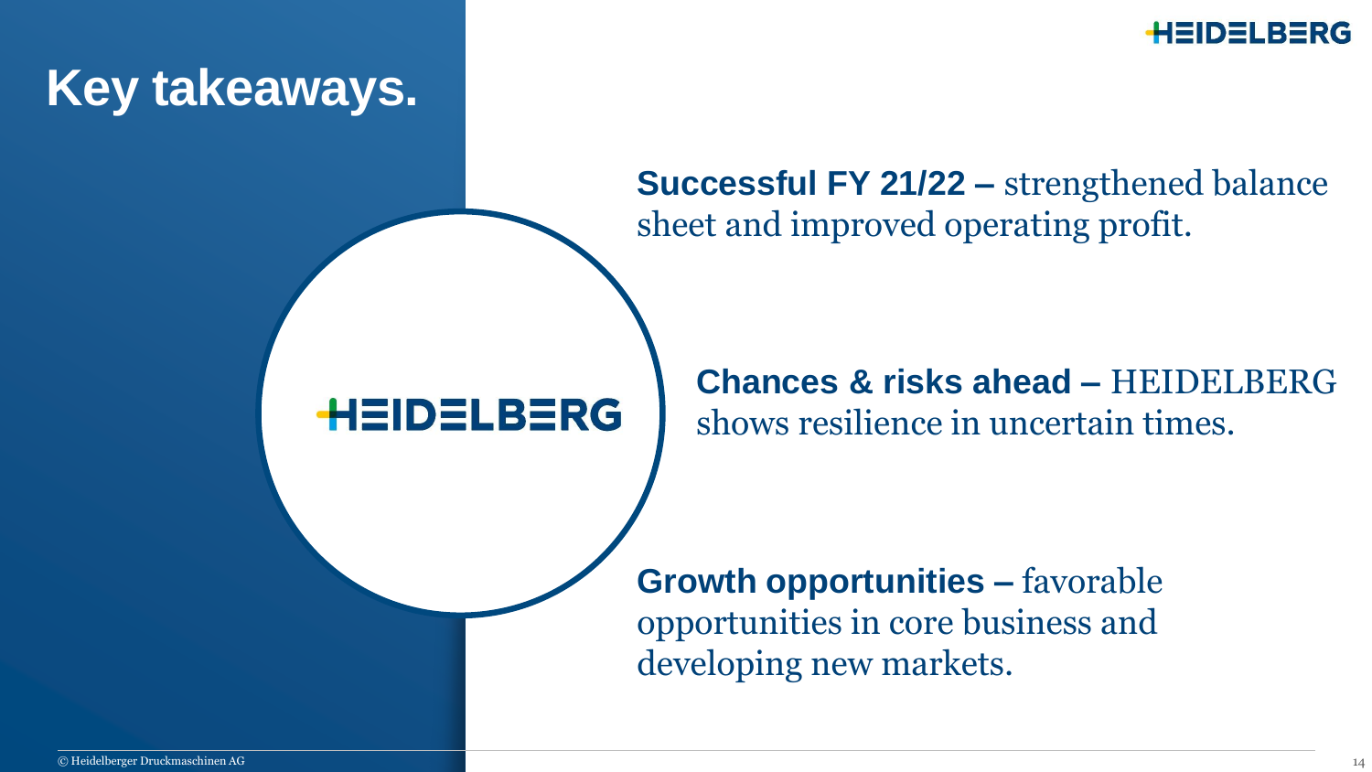# Key takeaways.

HEIDELBERG

**Successful FY 21/22 –** strengthened balance sheet and improved operating profit.

**Chances & risks ahead –** HEIDELBERG shows resilience in uncertain times.

**Growth opportunities –** favorable opportunities in core business and developing new markets.